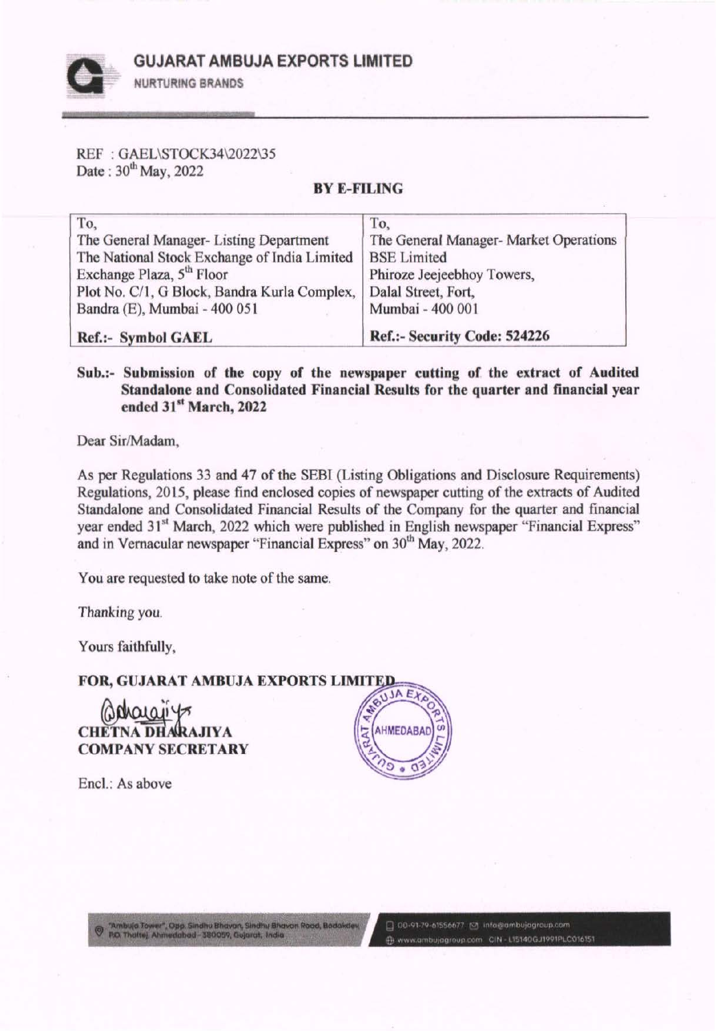# GUJARAT AMBUJA EXPORTS LIMITED

NURTURING BRANDS

REF : GAEL\STOCK34\2022\35
Date : 30[th] May, 2022

**BY E-FILING**

| To, | To, |
|---|---|
| The General Manager- Listing Department | The General Manager- Market Operations |
| The National Stock Exchange of India Limited | BSE Limited |
| Exchange Plaza, 5[th] Floor | Phiroze Jeejeebhoy Towers, |
| Plot No. C/1, G Block, Bandra Kurla Complex, | Dalal Street, Fort, |
| Bandra (E), Mumbai - 400 051 | Mumbai - 400 001 |
| **Ref.:- Symbol GAEL** | **Ref.:- Security Code: 524226** |

**Sub.:- Submission of the copy of the newspaper cutting of the extract of Audited Standalone and Consolidated Financial Results for the quarter and financial year ended 31[st] March, 2022**

Dear Sir/Madam,

As per Regulations 33 and 47 of the SEBI (Listing Obligations and Disclosure Requirements) Regulations, 2015, please find enclosed copies of newspaper cutting of the extracts of Audited Standalone and Consolidated Financial Results of the Company for the quarter and financial year ended 31[st] March, 2022 which were published in English newspaper "Financial Express" and in Vernacular newspaper "Financial Express" on 30[th] May, 2022.

You are requested to take note of the same.

Thanking you.

Yours faithfully,

**FOR, GUJARAT AMBUJA EXPORTS LIMITED**

**CHETNA DHARAJIYA**
**COMPANY SECRETARY**

Encl.: As above

"Ambuja Tower", Opp. Sindhu Bhavan, Sindhu Bhavan Road, Bodakdev, P.O. Thaltej, Ahmedabad - 380059, Gujarat, India

00-91-79-61556677 info@ambujagroup.com
www.ambujagroup.com CIN - L15140GJ1991PLC016151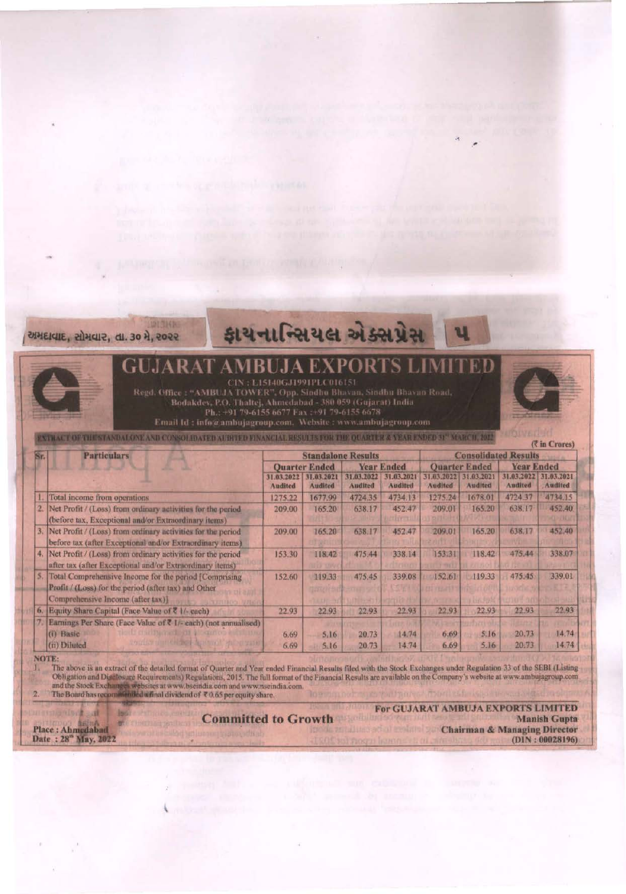અમદાવાદ, સોમવાર, તા. ૩૦ મે, ૨૦૨૨ ફાયનાન્સિયલ એક્સપ્રેસ

# GUJARAT AMBUJA EXPORTS LIMITED

CIN : L15140GJ1991PLC016151

Regd. Office : "AMBUJA TOWER", Opp. Sindhu Bhavan, Sindhu Bhavan Road, Bodakdev, P.O. Thaltej, Ahmedabad - 380 059 (Gujarat) India

Ph.: +91 79-6155 6677 Fax : +91 79-6155 6678

Email Id : info@ambujagroup.com, Website : www.ambujagroup.com

EXTRACT OF THE STANDALONE AND CONSOLIDATED AUDITED FINANCIAL RESULTS FOR THE QUARTER & YEAR ENDED 31st MARCH, 2022

(₹ in Crores)

| Sr. | Particulars | Standalone Results | | | | Consolidated Results | | | |
|---|---|---|---|---|---|---|---|---|---|
| | | Quarter Ended | | Year Ended | | Quarter Ended | | Year Ended | |
| | | 31.03.2022 Audited | 31.03.2021 Audited | 31.03.2022 Audited | 31.03.2021 Audited | 31.03.2022 Audited | 31.03.2021 Audited | 31.03.2022 Audited | 31.03.2021 Audited |
| 1. | Total income from operations | 1275.22 | 1677.99 | 4724.35 | 4734.13 | 1275.24 | 1678.01 | 4724.37 | 4734.15 |
| 2. | Net Profit / (Loss) from ordinary activities for the period (before tax, Exceptional and/or Extraordinary items) | 209.00 | 165.20 | 638.17 | 452.47 | 209.01 | 165.20 | 638.17 | 452.40 |
| 3. | Net Profit / (Loss) from ordinary activities for the period before tax (after Exceptional and/or Extraordinary items) | 209.00 | 165.20 | 638.17 | 452.47 | 209.01 | 165.20 | 638.17 | 452.40 |
| 4. | Net Profit / (Loss) from ordinary activities for the period after tax (after Exceptional and/or Extraordinary items) | 153.30 | 118.42 | 475.44 | 338.14 | 153.31 | 118.42 | 475.44 | 338.07 |
| 5. | Total Comprehensive Income for the period [Comprising Profit / (Loss) for the period (after tax) and Other Comprehensive Income (after tax)] | 152.60 | 119.33 | 475.45 | 339.08 | 152.61 | 119.33 | 475.45 | 339.01 |
| 6. | Equity Share Capital (Face Value of ₹ 1/- each) | 22.93 | 22.93 | 22.93 | 22.93 | 22.93 | 22.93 | 22.93 | 22.93 |
| 7. | Earnings Per Share (Face Value of ₹ 1/- each) (not annualised) | | | | | | | | |
| | (i) Basic | 6.69 | 5.16 | 20.73 | 14.74 | 6.69 | 5.16 | 20.73 | 14.74 |
| | (ii) Diluted | 6.69 | 5.16 | 20.73 | 14.74 | 6.69 | 5.16 | 20.73 | 14.74 |

**NOTE:**

1. The above is an extract of the detailed format of Quarter and Year ended Financial Results filed with the Stock Exchanges under Regulation 33 of the SEBI (Listing Obligation and Disclosure Requirements) Regulations, 2015. The full format of the Financial Results are available on the Company's website at www.ambujagroup.com and the Stock Exchanges websites at www.bseindia.com and www.nseindia.com.
2. The Board has recommended a final dividend of ₹ 0.65 per equity share.

**Committed to Growth**

**For GUJARAT AMBUJA EXPORTS LIMITED**

**Manish Gupta**

**Chairman & Managing Director**

**(DIN : 00028196)**

**Place : Ahmedabad**

**Date : 28th May, 2022**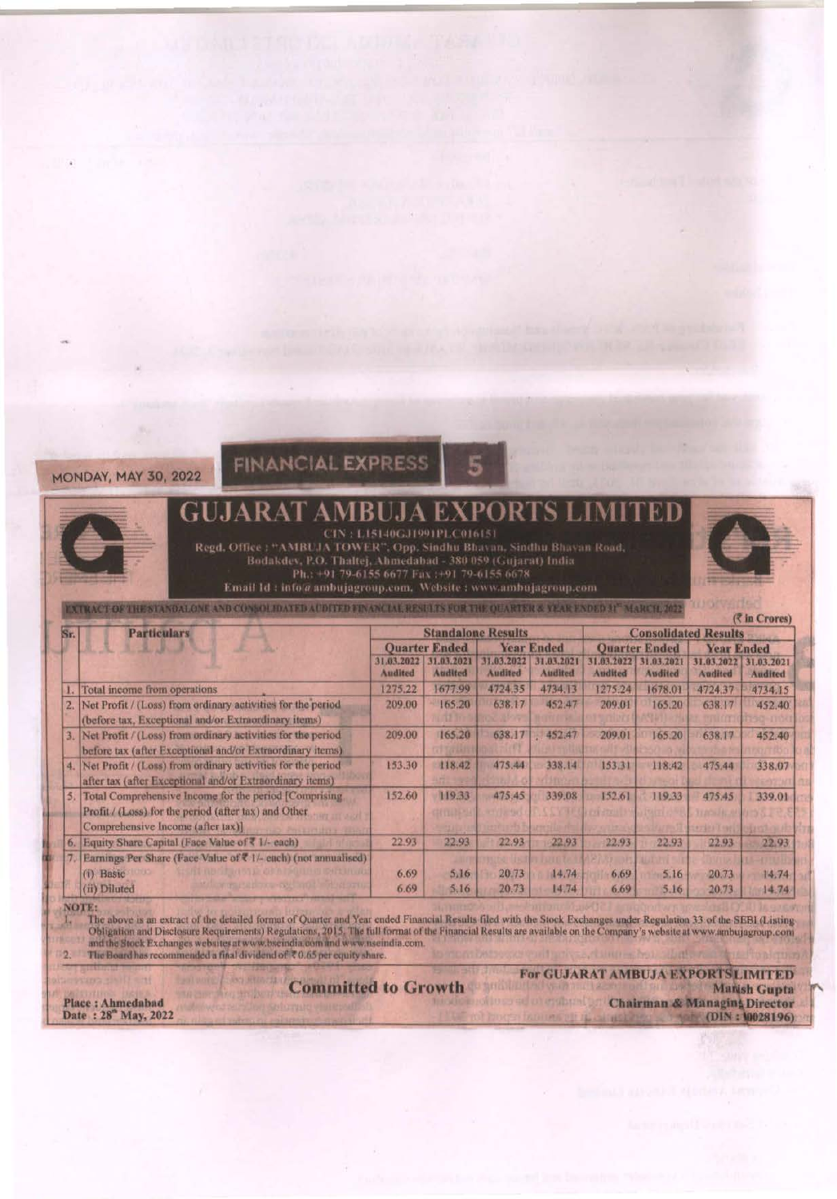# GUJARAT AMBUJA EXPORTS LIMITED

CIN : L15140GJ1991PLC016151

Regd. Office : "AMBUJA TOWER", Opp. Sindhu Bhavan, Sindhu Bhavan Road, Bodakdev, P.O. Thaltej, Ahmedabad - 380 059 (Gujarat) India

Ph.: +91 79-6155 6677 Fax :+91 79-6155 6678

Email Id : info@ambujagroup.com, Website : www.ambujagroup.com

EXTRACT OF THE STANDALONE AND CONSOLIDATED AUDITED FINANCIAL RESULTS FOR THE QUARTER & YEAR ENDED 31ST MARCH, 2022

(₹ in Crores)

| Sr. | Particulars | Standalone Results | | | | Consolidated Results | | | |
|---|---|---|---|---|---|---|---|---|---|
| | | Quarter Ended | | Year Ended | | Quarter Ended | | Year Ended | |
| | | 31.03.2022 Audited | 31.03.2021 Audited | 31.03.2022 Audited | 31.03.2021 Audited | 31.03.2022 Audited | 31.03.2021 Audited | 31.03.2022 Audited | 31.03.2021 Audited |
| 1. | Total income from operations | 1275.22 | 1677.99 | 4724.35 | 4734.13 | 1275.24 | 1678.01 | 4724.37 | 4734.15 |
| 2. | Net Profit / (Loss) from ordinary activities for the period (before tax, Exceptional and/or Extraordinary items) | 209.00 | 165.20 | 638.17 | 452.47 | 209.01 | 165.20 | 638.17 | 452.40 |
| 3. | Net Profit / (Loss) from ordinary activities for the period before tax (after Exceptional and/or Extraordinary items) | 209.00 | 165.20 | 638.17 | 452.47 | 209.01 | 165.20 | 638.17 | 452.40 |
| 4. | Net Profit / (Loss) from ordinary activities for the period after tax (after Exceptional and/or Extraordinary items) | 153.30 | 118.42 | 475.44 | 338.14 | 153.31 | 118.42 | 475.44 | 338.07 |
| 5. | Total Comprehensive Income for the period [Comprising Profit / (Loss) for the period (after tax) and Other Comprehensive Income (after tax)] | 152.60 | 119.33 | 475.45 | 339.08 | 152.61 | 119.33 | 475.45 | 339.01 |
| 6. | Equity Share Capital (Face Value of ₹ 1/- each) | 22.93 | 22.93 | 22.93 | 22.93 | 22.93 | 22.93 | 22.93 | 22.93 |
| 7. | Earnings Per Share (Face Value of ₹ 1/- each) (not annualised) | | | | | | | | |
| | (i) Basic | 6.69 | 5.16 | 20.73 | 14.74 | 6.69 | 5.16 | 20.73 | 14.74 |
| | (ii) Diluted | 6.69 | 5.16 | 20.73 | 14.74 | 6.69 | 5.16 | 20.73 | 14.74 |

**NOTE:**

1. The above is an extract of the detailed format of Quarter and Year ended Financial Results filed with the Stock Exchanges under Regulation 33 of the SEBI (Listing Obligation and Disclosure Requirements) Regulations, 2015. The full format of the Financial Results are available on the Company's website at www.ambujagroup.com and the Stock Exchanges websites at www.bseindia.com and www.nseindia.com.
2. The Board has recommended a final dividend of ₹ 0.65 per equity share.

**Committed to Growth**

Place : Ahmedabad
Date : 28th May, 2022

For GUJARAT AMBUJA EXPORTS LIMITED
Manish Gupta
Chairman & Managing Director
(DIN : 00028196)